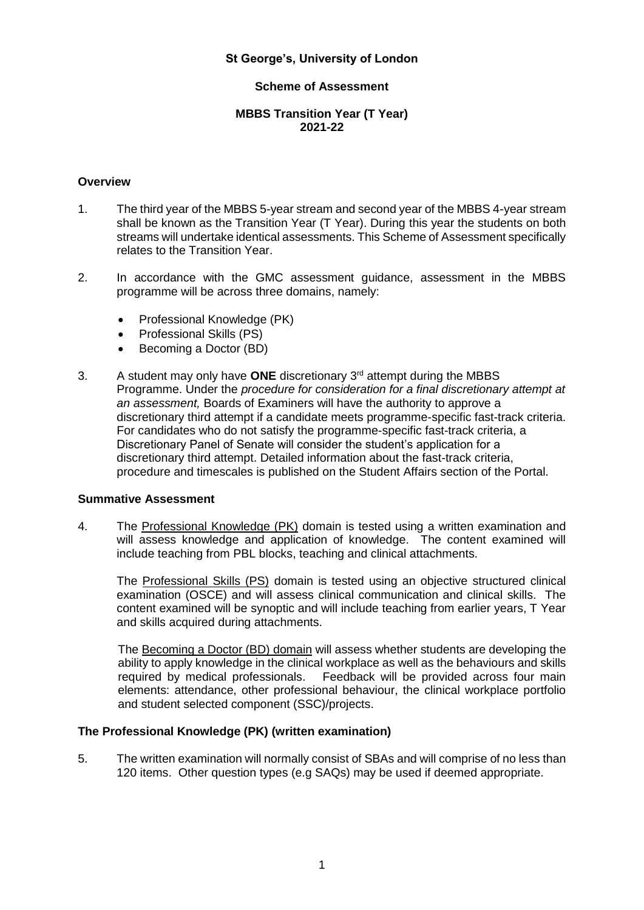**St George's, University of London**

**Scheme of Assessment**

**MBBS Transition Year (T Year)**
**2021-22**

## Overview

1. The third year of the MBBS 5-year stream and second year of the MBBS 4-year stream shall be known as the Transition Year (T Year). During this year the students on both streams will undertake identical assessments. This Scheme of Assessment specifically relates to the Transition Year.

2. In accordance with the GMC assessment guidance, assessment in the MBBS programme will be across three domains, namely:

   - Professional Knowledge (PK)
   - Professional Skills (PS)
   - Becoming a Doctor (BD)

3. A student may only have **ONE** discretionary 3rd attempt during the MBBS Programme. Under the *procedure for consideration for a final discretionary attempt at an assessment,* Boards of Examiners will have the authority to approve a discretionary third attempt if a candidate meets programme-specific fast-track criteria. For candidates who do not satisfy the programme-specific fast-track criteria, a Discretionary Panel of Senate will consider the student's application for a discretionary third attempt. Detailed information about the fast-track criteria, procedure and timescales is published on the Student Affairs section of the Portal.

## Summative Assessment

4. The Professional Knowledge (PK) domain is tested using a written examination and will assess knowledge and application of knowledge. The content examined will include teaching from PBL blocks, teaching and clinical attachments.

   The Professional Skills (PS) domain is tested using an objective structured clinical examination (OSCE) and will assess clinical communication and clinical skills. The content examined will be synoptic and will include teaching from earlier years, T Year and skills acquired during attachments.

   The Becoming a Doctor (BD) domain will assess whether students are developing the ability to apply knowledge in the clinical workplace as well as the behaviours and skills required by medical professionals. Feedback will be provided across four main elements: attendance, other professional behaviour, the clinical workplace portfolio and student selected component (SSC)/projects.

## The Professional Knowledge (PK) (written examination)

5. The written examination will normally consist of SBAs and will comprise of no less than 120 items. Other question types (e.g SAQs) may be used if deemed appropriate.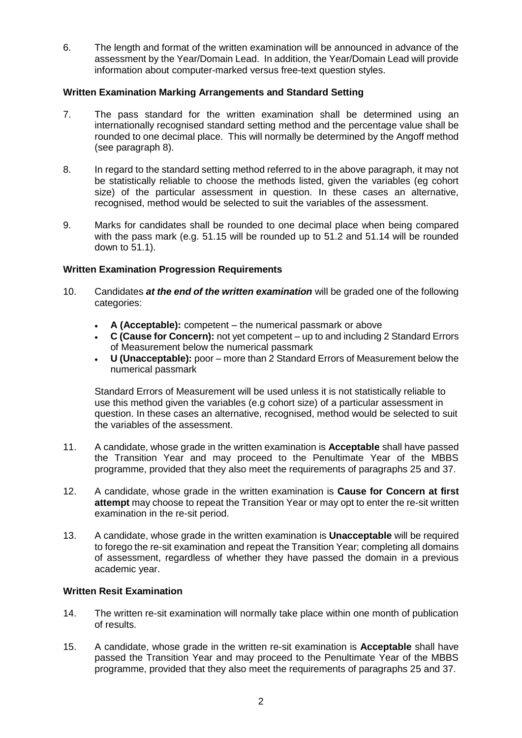6. The length and format of the written examination will be announced in advance of the assessment by the Year/Domain Lead. In addition, the Year/Domain Lead will provide information about computer-marked versus free-text question styles.

**Written Examination Marking Arrangements and Standard Setting**

7. The pass standard for the written examination shall be determined using an internationally recognised standard setting method and the percentage value shall be rounded to one decimal place. This will normally be determined by the Angoff method (see paragraph 8).

8. In regard to the standard setting method referred to in the above paragraph, it may not be statistically reliable to choose the methods listed, given the variables (eg cohort size) of the particular assessment in question. In these cases an alternative, recognised, method would be selected to suit the variables of the assessment.

9. Marks for candidates shall be rounded to one decimal place when being compared with the pass mark (e.g. 51.15 will be rounded up to 51.2 and 51.14 will be rounded down to 51.1).

**Written Examination Progression Requirements**

10. Candidates ***at the end of the written examination*** will be graded one of the following categories:

    - **A (Acceptable):** competent – the numerical passmark or above
    - **C (Cause for Concern):** not yet competent – up to and including 2 Standard Errors of Measurement below the numerical passmark
    - **U (Unacceptable):** poor – more than 2 Standard Errors of Measurement below the numerical passmark

    Standard Errors of Measurement will be used unless it is not statistically reliable to use this method given the variables (e.g cohort size) of a particular assessment in question. In these cases an alternative, recognised, method would be selected to suit the variables of the assessment.

11. A candidate, whose grade in the written examination is **Acceptable** shall have passed the Transition Year and may proceed to the Penultimate Year of the MBBS programme, provided that they also meet the requirements of paragraphs 25 and 37.

12. A candidate, whose grade in the written examination is **Cause for Concern at first attempt** may choose to repeat the Transition Year or may opt to enter the re-sit written examination in the re-sit period.

13. A candidate, whose grade in the written examination is **Unacceptable** will be required to forego the re-sit examination and repeat the Transition Year; completing all domains of assessment, regardless of whether they have passed the domain in a previous academic year.

**Written Resit Examination**

14. The written re-sit examination will normally take place within one month of publication of results.

15. A candidate, whose grade in the written re-sit examination is **Acceptable** shall have passed the Transition Year and may proceed to the Penultimate Year of the MBBS programme, provided that they also meet the requirements of paragraphs 25 and 37.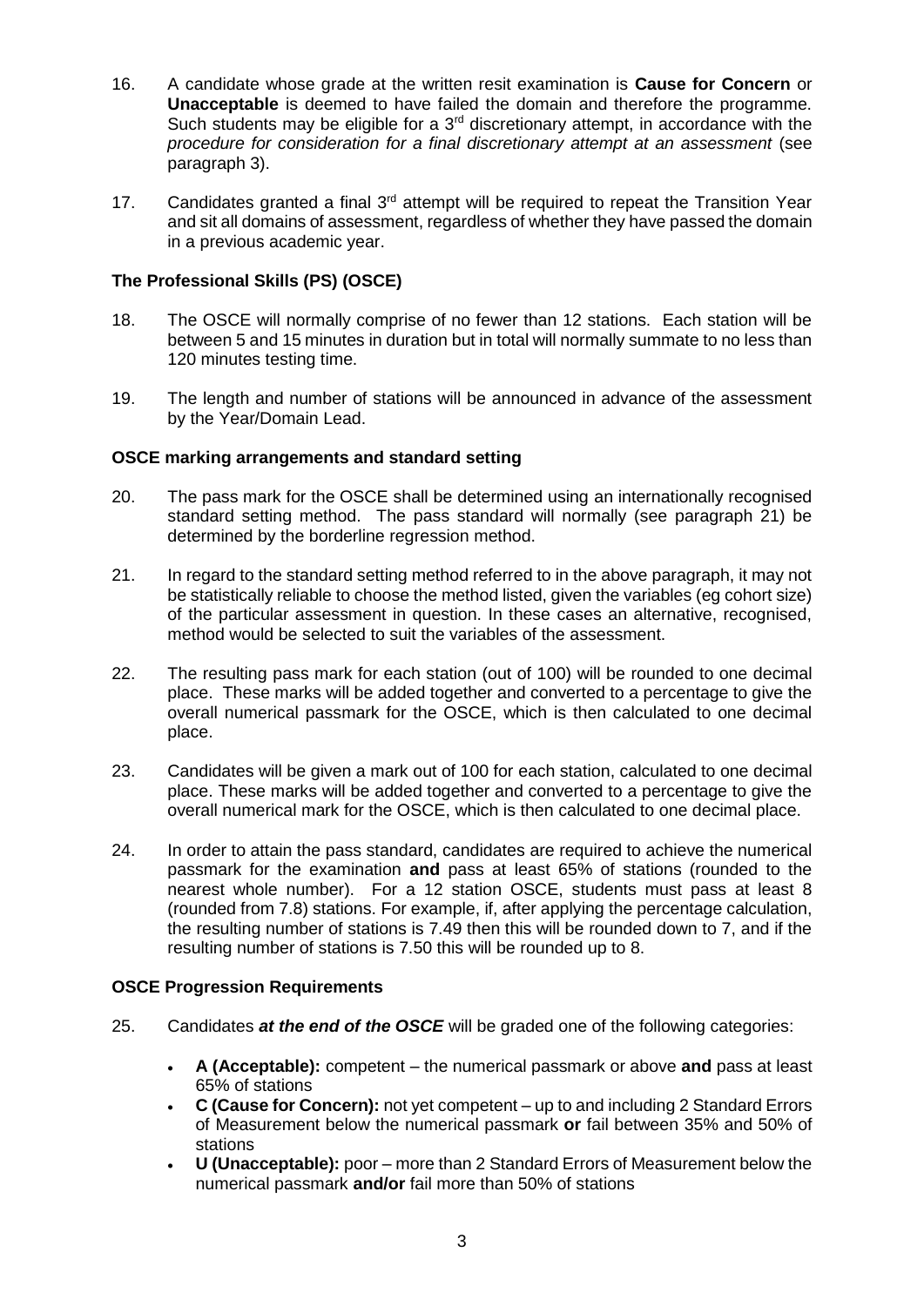16. A candidate whose grade at the written resit examination is **Cause for Concern** or **Unacceptable** is deemed to have failed the domain and therefore the programme. Such students may be eligible for a 3rd discretionary attempt, in accordance with the *procedure for consideration for a final discretionary attempt at an assessment* (see paragraph 3).

17. Candidates granted a final 3rd attempt will be required to repeat the Transition Year and sit all domains of assessment, regardless of whether they have passed the domain in a previous academic year.

### The Professional Skills (PS) (OSCE)

18. The OSCE will normally comprise of no fewer than 12 stations. Each station will be between 5 and 15 minutes in duration but in total will normally summate to no less than 120 minutes testing time.

19. The length and number of stations will be announced in advance of the assessment by the Year/Domain Lead.

### OSCE marking arrangements and standard setting

20. The pass mark for the OSCE shall be determined using an internationally recognised standard setting method. The pass standard will normally (see paragraph 21) be determined by the borderline regression method.

21. In regard to the standard setting method referred to in the above paragraph, it may not be statistically reliable to choose the method listed, given the variables (eg cohort size) of the particular assessment in question. In these cases an alternative, recognised, method would be selected to suit the variables of the assessment.

22. The resulting pass mark for each station (out of 100) will be rounded to one decimal place. These marks will be added together and converted to a percentage to give the overall numerical passmark for the OSCE, which is then calculated to one decimal place.

23. Candidates will be given a mark out of 100 for each station, calculated to one decimal place. These marks will be added together and converted to a percentage to give the overall numerical mark for the OSCE, which is then calculated to one decimal place.

24. In order to attain the pass standard, candidates are required to achieve the numerical passmark for the examination **and** pass at least 65% of stations (rounded to the nearest whole number). For a 12 station OSCE, students must pass at least 8 (rounded from 7.8) stations. For example, if, after applying the percentage calculation, the resulting number of stations is 7.49 then this will be rounded down to 7, and if the resulting number of stations is 7.50 this will be rounded up to 8.

### OSCE Progression Requirements

25. Candidates ***at the end of the OSCE*** will be graded one of the following categories:

    - **A (Acceptable):** competent – the numerical passmark or above **and** pass at least 65% of stations
    - **C (Cause for Concern):** not yet competent – up to and including 2 Standard Errors of Measurement below the numerical passmark **or** fail between 35% and 50% of stations
    - **U (Unacceptable):** poor – more than 2 Standard Errors of Measurement below the numerical passmark **and/or** fail more than 50% of stations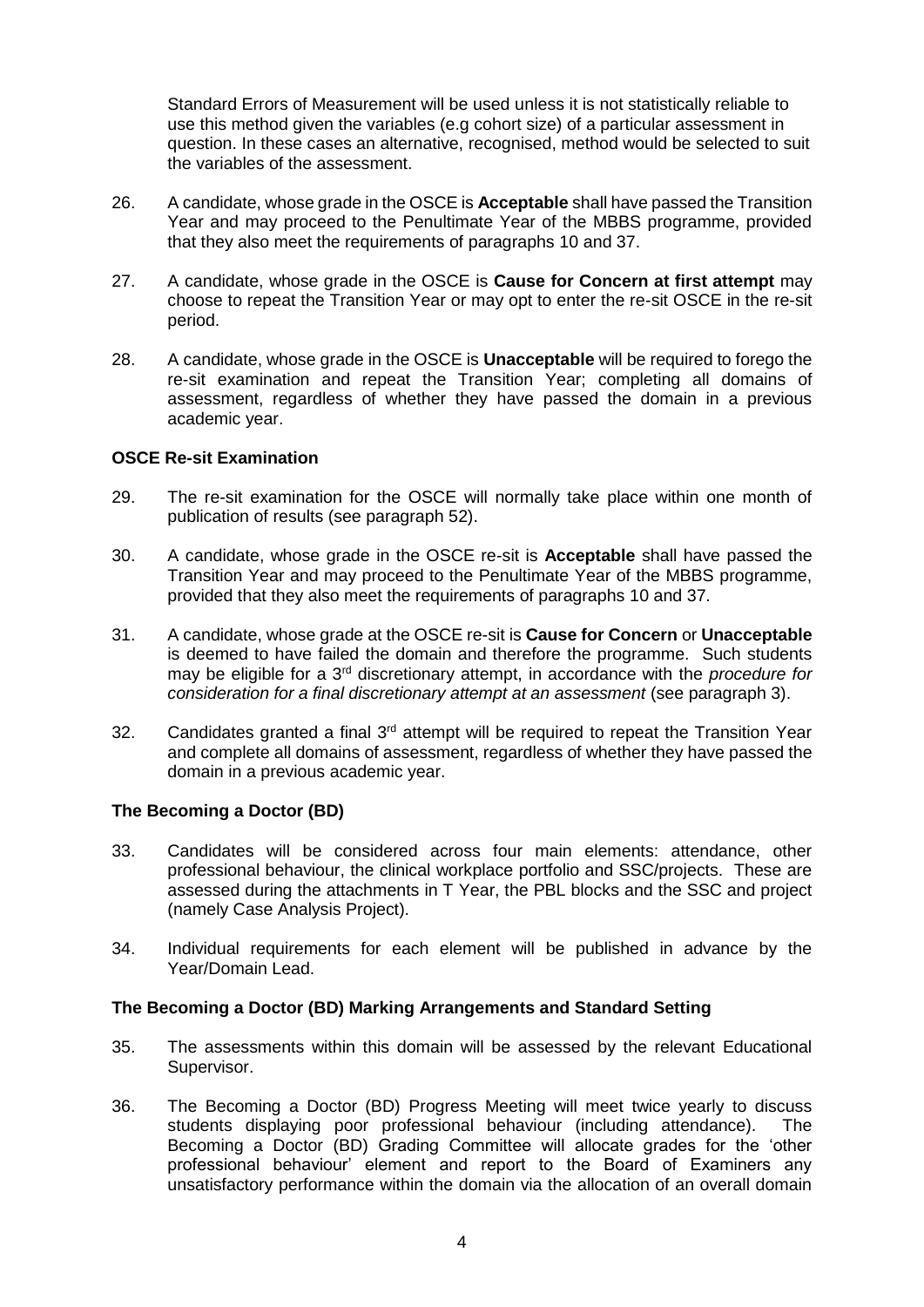Standard Errors of Measurement will be used unless it is not statistically reliable to use this method given the variables (e.g cohort size) of a particular assessment in question. In these cases an alternative, recognised, method would be selected to suit the variables of the assessment.

26. A candidate, whose grade in the OSCE is **Acceptable** shall have passed the Transition Year and may proceed to the Penultimate Year of the MBBS programme, provided that they also meet the requirements of paragraphs 10 and 37.

27. A candidate, whose grade in the OSCE is **Cause for Concern at first attempt** may choose to repeat the Transition Year or may opt to enter the re-sit OSCE in the re-sit period.

28. A candidate, whose grade in the OSCE is **Unacceptable** will be required to forego the re-sit examination and repeat the Transition Year; completing all domains of assessment, regardless of whether they have passed the domain in a previous academic year.

**OSCE Re-sit Examination**

29. The re-sit examination for the OSCE will normally take place within one month of publication of results (see paragraph 52).

30. A candidate, whose grade in the OSCE re-sit is **Acceptable** shall have passed the Transition Year and may proceed to the Penultimate Year of the MBBS programme, provided that they also meet the requirements of paragraphs 10 and 37.

31. A candidate, whose grade at the OSCE re-sit is **Cause for Concern** or **Unacceptable** is deemed to have failed the domain and therefore the programme. Such students may be eligible for a 3rd discretionary attempt, in accordance with the *procedure for consideration for a final discretionary attempt at an assessment* (see paragraph 3).

32. Candidates granted a final 3rd attempt will be required to repeat the Transition Year and complete all domains of assessment, regardless of whether they have passed the domain in a previous academic year.

**The Becoming a Doctor (BD)**

33. Candidates will be considered across four main elements: attendance, other professional behaviour, the clinical workplace portfolio and SSC/projects. These are assessed during the attachments in T Year, the PBL blocks and the SSC and project (namely Case Analysis Project).

34. Individual requirements for each element will be published in advance by the Year/Domain Lead.

**The Becoming a Doctor (BD) Marking Arrangements and Standard Setting**

35. The assessments within this domain will be assessed by the relevant Educational Supervisor.

36. The Becoming a Doctor (BD) Progress Meeting will meet twice yearly to discuss students displaying poor professional behaviour (including attendance). The Becoming a Doctor (BD) Grading Committee will allocate grades for the 'other professional behaviour' element and report to the Board of Examiners any unsatisfactory performance within the domain via the allocation of an overall domain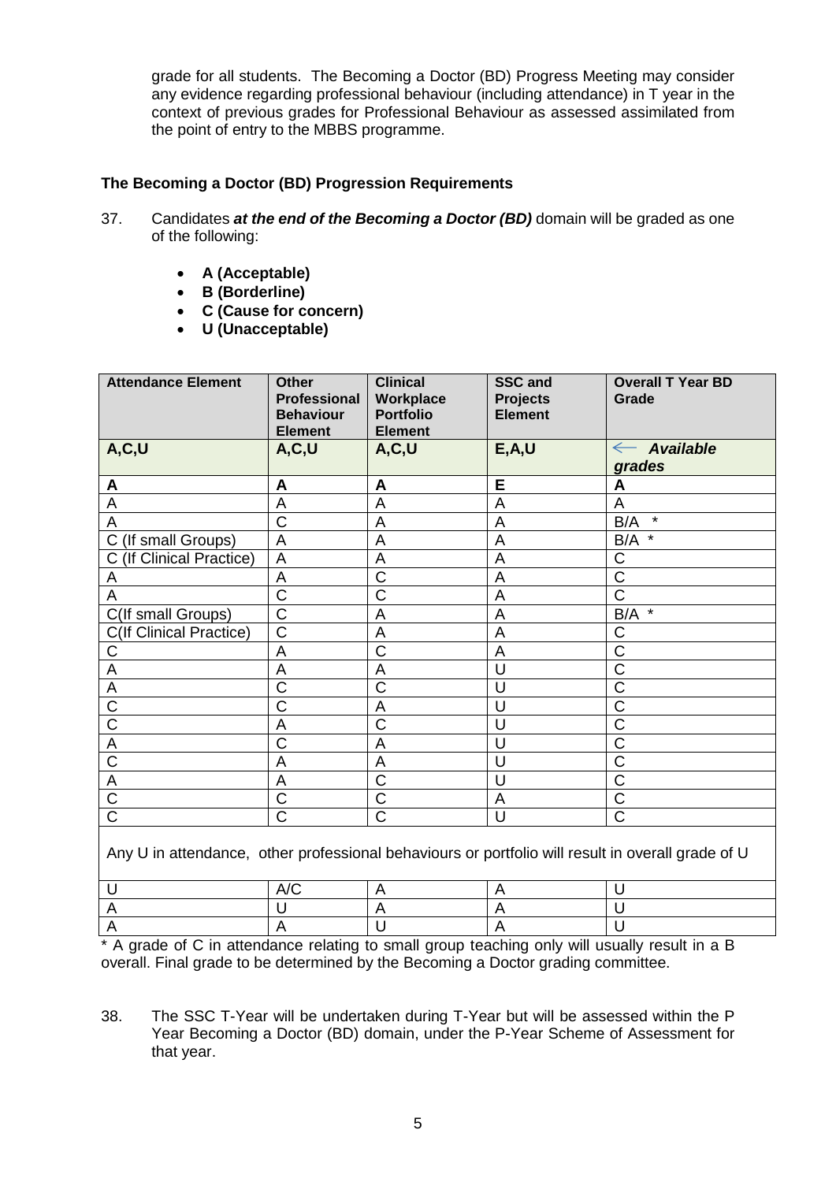grade for all students. The Becoming a Doctor (BD) Progress Meeting may consider any evidence regarding professional behaviour (including attendance) in T year in the context of previous grades for Professional Behaviour as assessed assimilated from the point of entry to the MBBS programme.

**The Becoming a Doctor (BD) Progression Requirements**

37. Candidates ***at the end of the Becoming a Doctor (BD)*** domain will be graded as one of the following:

- **A (Acceptable)**
- **B (Borderline)**
- **C (Cause for concern)**
- **U (Unacceptable)**

| Attendance Element | Other Professional Behaviour Element | Clinical Workplace Portfolio Element | SSC and Projects Element | Overall T Year BD Grade |
|---|---|---|---|---|
| **A,C,U** | **A,C,U** | **A,C,U** | **E,A,U** | ← ***Available grades*** |
| **A** | **A** | **A** | **E** | **A** |
| A | A | A | A | A |
| A | C | A | A | B/A * |
| C (If small Groups) | A | A | A | B/A * |
| C (If Clinical Practice) | A | A | A | C |
| A | A | C | A | C |
| A | C | C | A | C |
| C(If small Groups) | C | A | A | B/A * |
| C(If Clinical Practice) | C | A | A | C |
| C | A | C | A | C |
| A | A | A | U | C |
| A | C | C | U | C |
| C | C | A | U | C |
| C | A | C | U | C |
| A | C | A | U | C |
| C | A | A | U | C |
| A | A | C | U | C |
| C | C | C | A | C |
| C | C | C | U | C |
| Any U in attendance, other professional behaviours or portfolio will result in overall grade of U | | | | |
| U | A/C | A | A | U |
| A | U | A | A | U |
| A | A | U | A | U |

* A grade of C in attendance relating to small group teaching only will usually result in a B overall. Final grade to be determined by the Becoming a Doctor grading committee.

38. The SSC T-Year will be undertaken during T-Year but will be assessed within the P Year Becoming a Doctor (BD) domain, under the P-Year Scheme of Assessment for that year.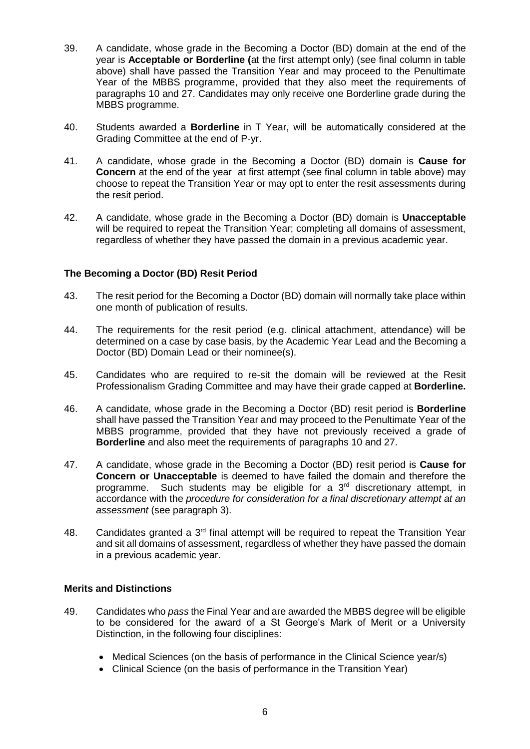39. A candidate, whose grade in the Becoming a Doctor (BD) domain at the end of the year is **Acceptable or Borderline (**at the first attempt only) (see final column in table above) shall have passed the Transition Year and may proceed to the Penultimate Year of the MBBS programme, provided that they also meet the requirements of paragraphs 10 and 27. Candidates may only receive one Borderline grade during the MBBS programme.

40. Students awarded a **Borderline** in T Year, will be automatically considered at the Grading Committee at the end of P-yr.

41. A candidate, whose grade in the Becoming a Doctor (BD) domain is **Cause for Concern** at the end of the year at first attempt (see final column in table above) may choose to repeat the Transition Year or may opt to enter the resit assessments during the resit period.

42. A candidate, whose grade in the Becoming a Doctor (BD) domain is **Unacceptable** will be required to repeat the Transition Year; completing all domains of assessment, regardless of whether they have passed the domain in a previous academic year.

### The Becoming a Doctor (BD) Resit Period

43. The resit period for the Becoming a Doctor (BD) domain will normally take place within one month of publication of results.

44. The requirements for the resit period (e.g. clinical attachment, attendance) will be determined on a case by case basis, by the Academic Year Lead and the Becoming a Doctor (BD) Domain Lead or their nominee(s).

45. Candidates who are required to re-sit the domain will be reviewed at the Resit Professionalism Grading Committee and may have their grade capped at **Borderline.**

46. A candidate, whose grade in the Becoming a Doctor (BD) resit period is **Borderline** shall have passed the Transition Year and may proceed to the Penultimate Year of the MBBS programme, provided that they have not previously received a grade of **Borderline** and also meet the requirements of paragraphs 10 and 27.

47. A candidate, whose grade in the Becoming a Doctor (BD) resit period is **Cause for Concern or Unacceptable** is deemed to have failed the domain and therefore the programme. Such students may be eligible for a 3rd discretionary attempt, in accordance with the *procedure for consideration for a final discretionary attempt at an assessment* (see paragraph 3).

48. Candidates granted a 3rd final attempt will be required to repeat the Transition Year and sit all domains of assessment, regardless of whether they have passed the domain in a previous academic year.

### Merits and Distinctions

49. Candidates who *pass* the Final Year and are awarded the MBBS degree will be eligible to be considered for the award of a St George's Mark of Merit or a University Distinction, in the following four disciplines:

    - Medical Sciences (on the basis of performance in the Clinical Science year/s)
    - Clinical Science (on the basis of performance in the Transition Year)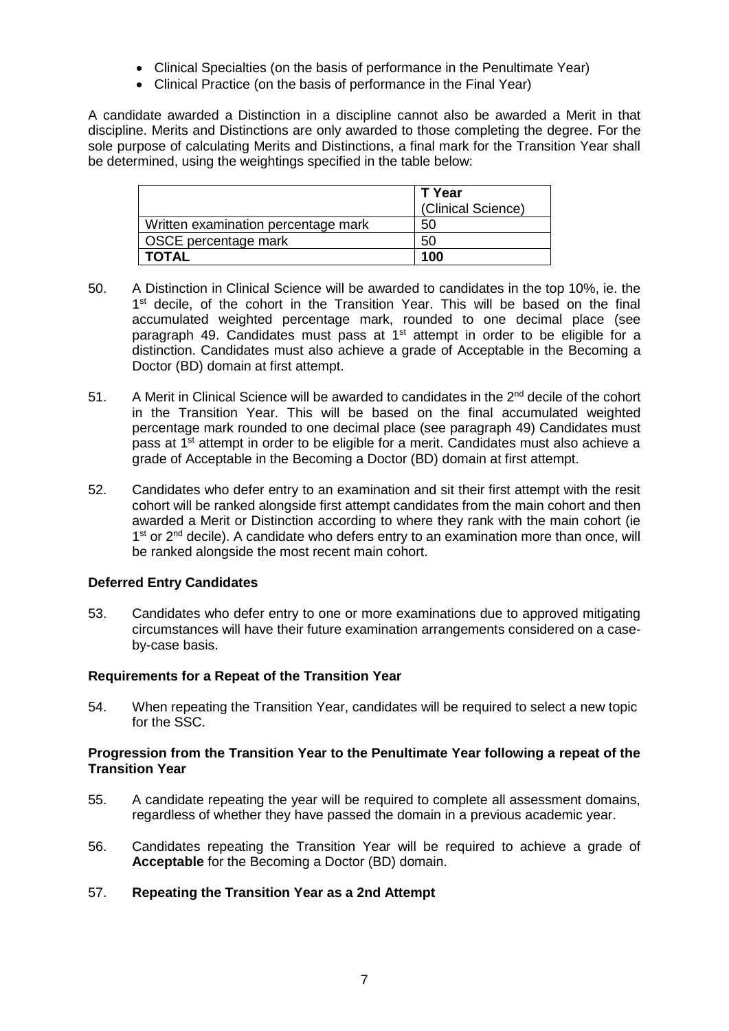- Clinical Specialties (on the basis of performance in the Penultimate Year)
- Clinical Practice (on the basis of performance in the Final Year)

A candidate awarded a Distinction in a discipline cannot also be awarded a Merit in that discipline. Merits and Distinctions are only awarded to those completing the degree. For the sole purpose of calculating Merits and Distinctions, a final mark for the Transition Year shall be determined, using the weightings specified in the table below:

| | **T Year** (Clinical Science) |
|---|---|
| Written examination percentage mark | 50 |
| OSCE percentage mark | 50 |
| **TOTAL** | **100** |

50. A Distinction in Clinical Science will be awarded to candidates in the top 10%, ie. the 1st decile, of the cohort in the Transition Year. This will be based on the final accumulated weighted percentage mark, rounded to one decimal place (see paragraph 49. Candidates must pass at 1st attempt in order to be eligible for a distinction. Candidates must also achieve a grade of Acceptable in the Becoming a Doctor (BD) domain at first attempt.

51. A Merit in Clinical Science will be awarded to candidates in the 2nd decile of the cohort in the Transition Year. This will be based on the final accumulated weighted percentage mark rounded to one decimal place (see paragraph 49) Candidates must pass at 1st attempt in order to be eligible for a merit. Candidates must also achieve a grade of Acceptable in the Becoming a Doctor (BD) domain at first attempt.

52. Candidates who defer entry to an examination and sit their first attempt with the resit cohort will be ranked alongside first attempt candidates from the main cohort and then awarded a Merit or Distinction according to where they rank with the main cohort (ie 1st or 2nd decile). A candidate who defers entry to an examination more than once, will be ranked alongside the most recent main cohort.

**Deferred Entry Candidates**

53. Candidates who defer entry to one or more examinations due to approved mitigating circumstances will have their future examination arrangements considered on a case-by-case basis.

**Requirements for a Repeat of the Transition Year**

54. When repeating the Transition Year, candidates will be required to select a new topic for the SSC.

**Progression from the Transition Year to the Penultimate Year following a repeat of the Transition Year**

55. A candidate repeating the year will be required to complete all assessment domains, regardless of whether they have passed the domain in a previous academic year.

56. Candidates repeating the Transition Year will be required to achieve a grade of **Acceptable** for the Becoming a Doctor (BD) domain.

57. **Repeating the Transition Year as a 2nd Attempt**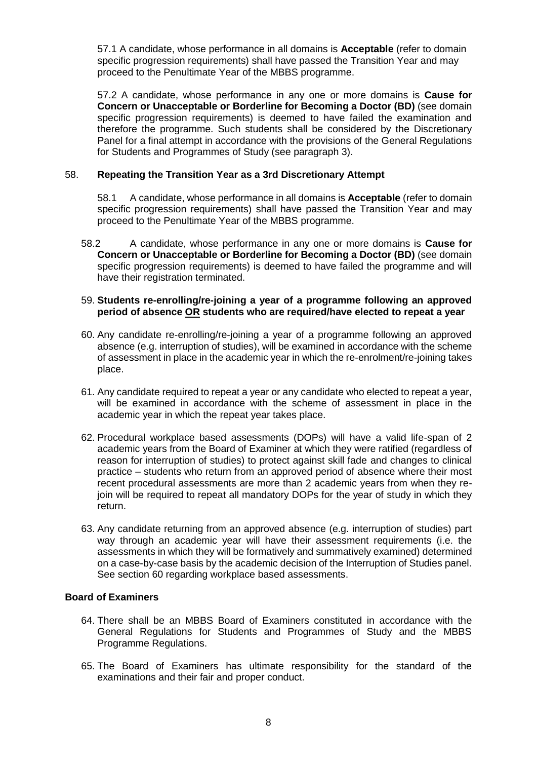57.1 A candidate, whose performance in all domains is **Acceptable** (refer to domain specific progression requirements) shall have passed the Transition Year and may proceed to the Penultimate Year of the MBBS programme.

57.2 A candidate, whose performance in any one or more domains is **Cause for Concern or Unacceptable or Borderline for Becoming a Doctor (BD)** (see domain specific progression requirements) is deemed to have failed the examination and therefore the programme. Such students shall be considered by the Discretionary Panel for a final attempt in accordance with the provisions of the General Regulations for Students and Programmes of Study (see paragraph 3).

58. **Repeating the Transition Year as a 3rd Discretionary Attempt**

58.1 A candidate, whose performance in all domains is **Acceptable** (refer to domain specific progression requirements) shall have passed the Transition Year and may proceed to the Penultimate Year of the MBBS programme.

58.2 A candidate, whose performance in any one or more domains is **Cause for Concern or Unacceptable or Borderline for Becoming a Doctor (BD)** (see domain specific progression requirements) is deemed to have failed the programme and will have their registration terminated.

59. **Students re-enrolling/re-joining a year of a programme following an approved period of absence OR students who are required/have elected to repeat a year**

60. Any candidate re-enrolling/re-joining a year of a programme following an approved absence (e.g. interruption of studies), will be examined in accordance with the scheme of assessment in place in the academic year in which the re-enrolment/re-joining takes place.

61. Any candidate required to repeat a year or any candidate who elected to repeat a year, will be examined in accordance with the scheme of assessment in place in the academic year in which the repeat year takes place.

62. Procedural workplace based assessments (DOPs) will have a valid life-span of 2 academic years from the Board of Examiner at which they were ratified (regardless of reason for interruption of studies) to protect against skill fade and changes to clinical practice – students who return from an approved period of absence where their most recent procedural assessments are more than 2 academic years from when they re-join will be required to repeat all mandatory DOPs for the year of study in which they return.

63. Any candidate returning from an approved absence (e.g. interruption of studies) part way through an academic year will have their assessment requirements (i.e. the assessments in which they will be formatively and summatively examined) determined on a case-by-case basis by the academic decision of the Interruption of Studies panel. See section 60 regarding workplace based assessments.

**Board of Examiners**

64. There shall be an MBBS Board of Examiners constituted in accordance with the General Regulations for Students and Programmes of Study and the MBBS Programme Regulations.

65. The Board of Examiners has ultimate responsibility for the standard of the examinations and their fair and proper conduct.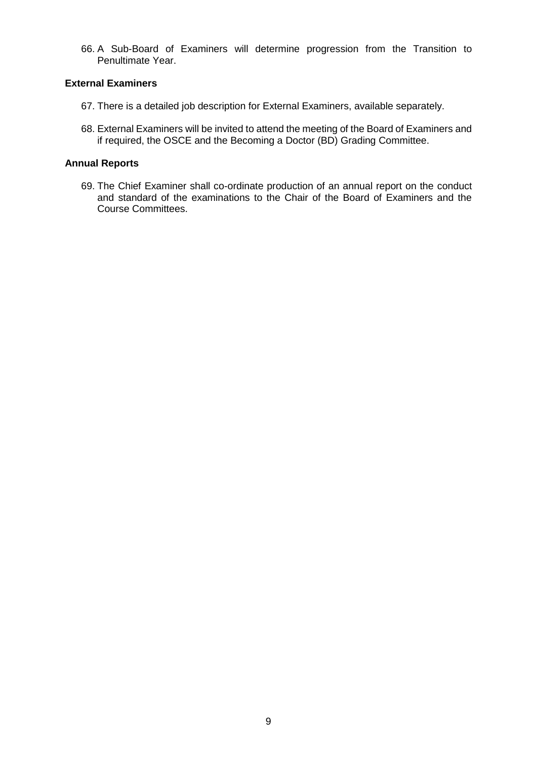66. A Sub-Board of Examiners will determine progression from the Transition to Penultimate Year.

**External Examiners**

67. There is a detailed job description for External Examiners, available separately.

68. External Examiners will be invited to attend the meeting of the Board of Examiners and if required, the OSCE and the Becoming a Doctor (BD) Grading Committee.

**Annual Reports**

69. The Chief Examiner shall co-ordinate production of an annual report on the conduct and standard of the examinations to the Chair of the Board of Examiners and the Course Committees.